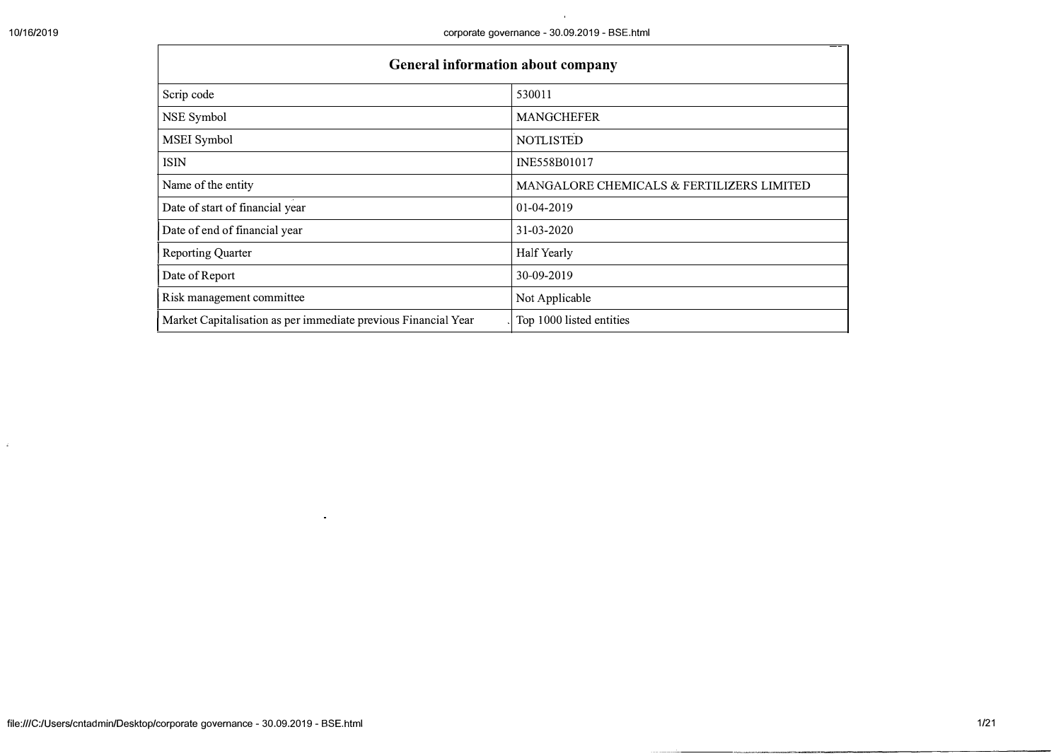| General information about company | |
|---|---|
| Scrip code | 530011 |
| NSE Symbol | MANGCHEFER |
| MSEI Symbol | NOTLISTED |
| ISIN | INE558B01017 |
| Name of the entity | MANGALORE CHEMICALS & FERTILIZERS LIMITED |
| Date of start of financial year | 01-04-2019 |
| Date of end of financial year | 31-03-2020 |
| Reporting Quarter | Half Yearly |
| Date of Report | 30-09-2019 |
| Risk management committee | Not Applicable |
| Market Capitalisation as per immediate previous Financial Year | Top 1000 listed entities |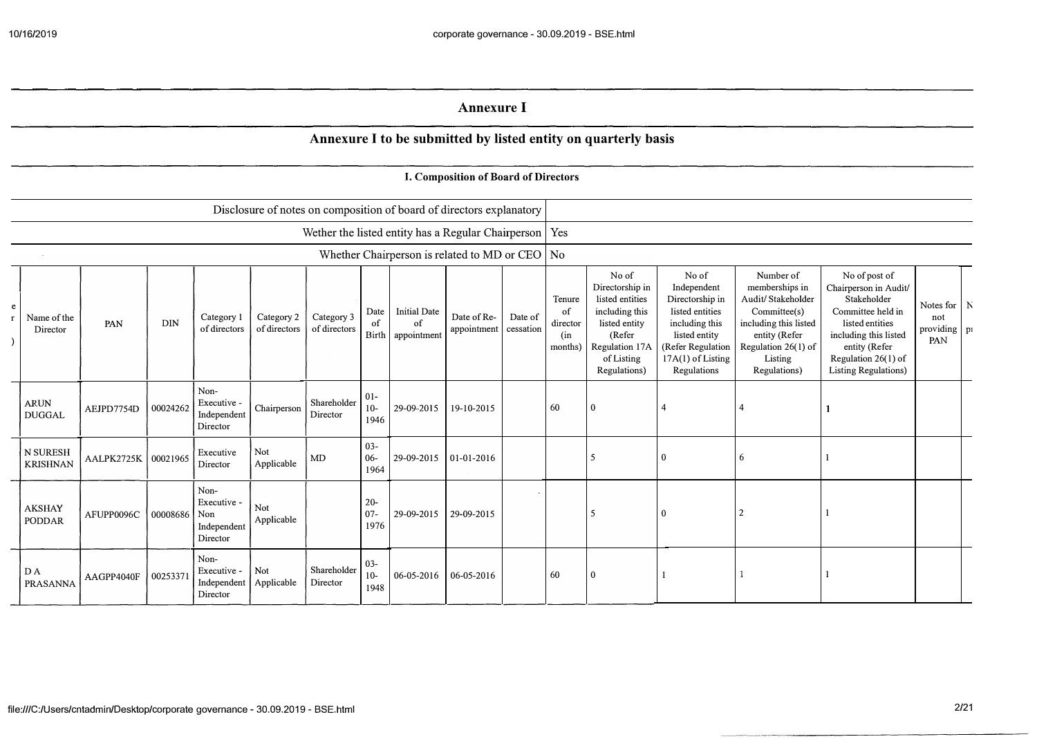## Annexure I

## Annexure I to be submitted by listed entity on quarterly basis

### I. Composition of Board of Directors

| | |
|---|---|
| Disclosure of notes on composition of board of directors explanatory | |
| Wether the listed entity has a Regular Chairperson | Yes |
| Whether Chairperson is related to MD or CEO | No |

| Sr | Name of the Director | PAN | DIN | Category 1 of directors | Category 2 of directors | Category 3 of directors | Date of Birth | Initial Date of appointment | Date of Re-appointment | Date of cessation | Tenure of director (in months) | No of Directorship in listed entities including this listed entity (Refer Regulation 17A of Listing Regulations) | No of Independent Directorship in listed entities including this listed entity (Refer Regulation 17A(1) of Listing Regulations | Number of memberships in Audit/ Stakeholder Committee(s) including this listed entity (Refer Regulation 26(1) of Listing Regulations) | No of post of Chairperson in Audit/ Stakeholder Committee held in listed entities including this listed entity (Refer Regulation 26(1) of Listing Regulations) | Notes for not providing PAN | N pr |
|---|---|---|---|---|---|---|---|---|---|---|---|---|---|---|---|---|---|
| | ARUN DUGGAL | AEJPD7754D | 00024262 | Non-Executive - Independent Director | Chairperson | Shareholder Director | 01-10-1946 | 29-09-2015 | 19-10-2015 | | 60 | 0 | 4 | 4 | 1 | | |
| | N SURESH KRISHNAN | AALPK2725K | 00021965 | Executive Director | Not Applicable | MD | 03-06-1964 | 29-09-2015 | 01-01-2016 | | | 5 | 0 | 6 | 1 | | |
| | AKSHAY PODDAR | AFUPP0096C | 00008686 | Non-Executive - Non Independent Director | Not Applicable | | 20-07-1976 | 29-09-2015 | 29-09-2015 | | | 5 | 0 | 2 | 1 | | |
| | D A PRASANNA | AAGPP4040F | 00253371 | Non-Executive - Independent Director | Not Applicable | Shareholder Director | 03-10-1948 | 06-05-2016 | 06-05-2016 | | 60 | 0 | 1 | 1 | 1 | | |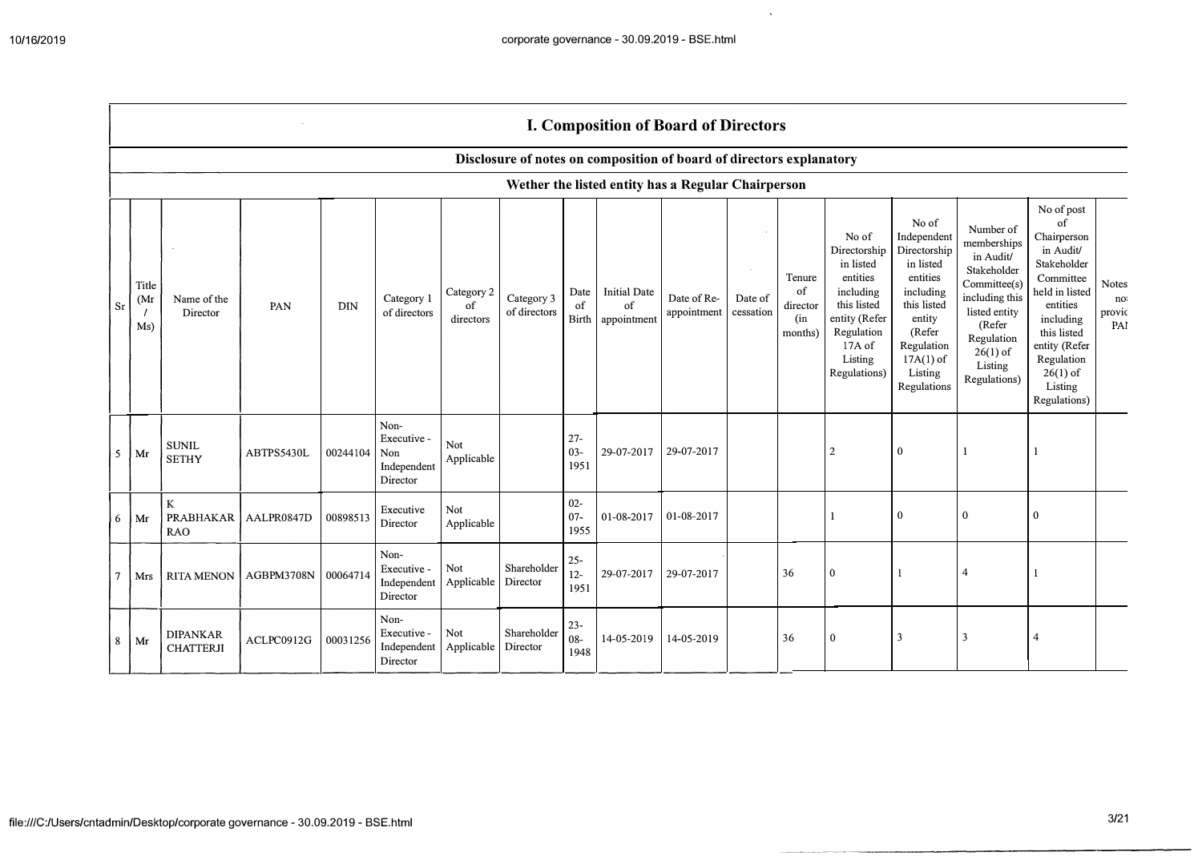## I. Composition of Board of Directors

### Disclosure of notes on composition of board of directors explanatory

### Wether the listed entity has a Regular Chairperson

| Sr | Title (Mr / Ms) | Name of the Director | PAN | DIN | Category 1 of directors | Category 2 of directors | Category 3 of directors | Date of Birth | Initial Date of appointment | Date of Re-appointment | Date of cessation | Tenure of director (in months) | No of Directorship in listed entities including this listed entity (Refer Regulation 17A of Listing Regulations) | No of Independent Directorship in listed entities including this listed entity (Refer Regulation 17A(1) of Listing Regulations | Number of memberships in Audit/ Stakeholder Committee(s) including this listed entity (Refer Regulation 26(1) of Listing Regulations) | No of post of Chairperson in Audit/ Stakeholder Committee held in listed entities including this listed entity (Refer Regulation 26(1) of Listing Regulations) | Notes no provid PA |
|---|---|---|---|---|---|---|---|---|---|---|---|---|---|---|---|---|---|
| 5 | Mr | SUNIL SETHY | ABTPS5430L | 00244104 | Non-Executive - Non Independent Director | Not Applicable | | 27-03-1951 | 29-07-2017 | 29-07-2017 | | | 2 | 0 | 1 | 1 | |
| 6 | Mr | K PRABHAKAR RAO | AALPR0847D | 00898513 | Executive Director | Not Applicable | | 02-07-1955 | 01-08-2017 | 01-08-2017 | | | 1 | 0 | 0 | 0 | |
| 7 | Mrs | RITA MENON | AGBPM3708N | 00064714 | Non-Executive - Independent Director | Not Applicable | Shareholder Director | 25-12-1951 | 29-07-2017 | 29-07-2017 | | 36 | 0 | 1 | 4 | 1 | |
| 8 | Mr | DIPANKAR CHATTERJI | ACLPC0912G | 00031256 | Non-Executive - Independent Director | Not Applicable | Shareholder Director | 23-08-1948 | 14-05-2019 | 14-05-2019 | | 36 | 0 | 3 | 3 | 4 | |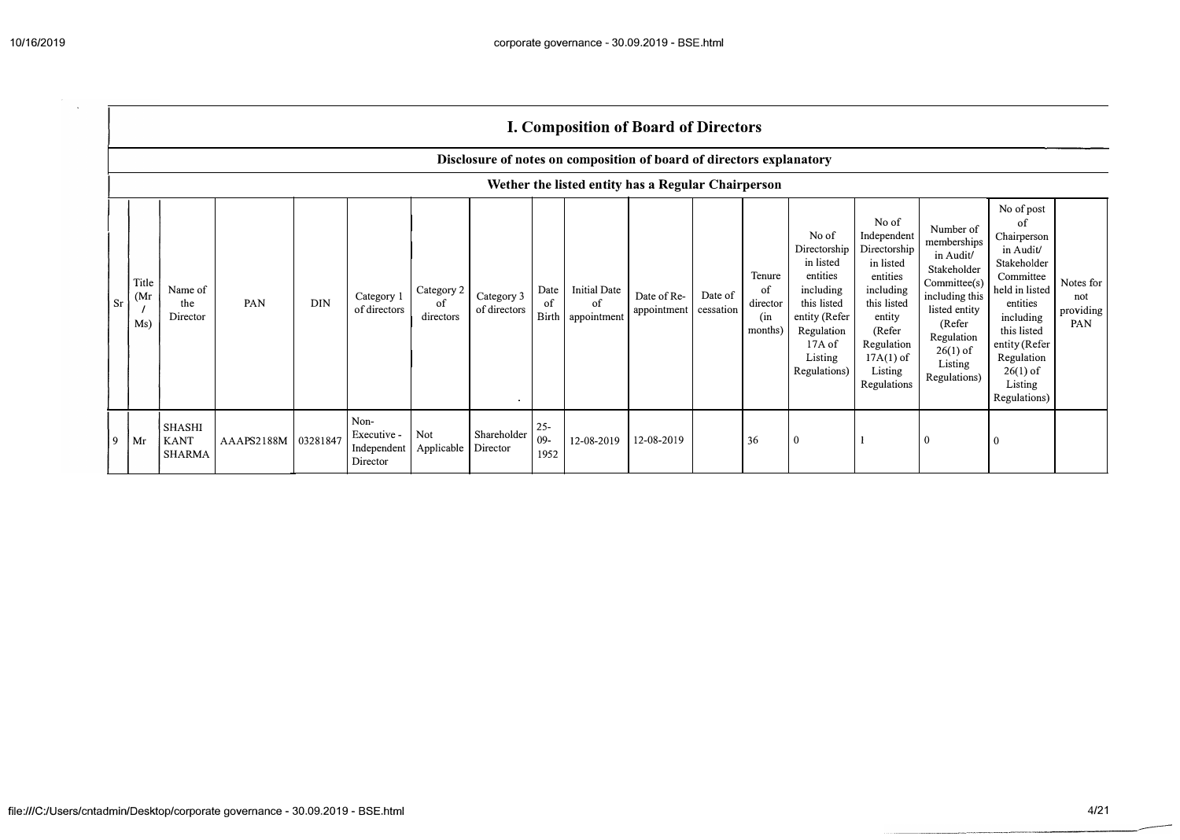# I. Composition of Board of Directors

## Disclosure of notes on composition of board of directors explanatory

### Wether the listed entity has a Regular Chairperson

| Sr | Title (Mr / Ms) | Name of the Director | PAN | DIN | Category 1 of directors | Category 2 of directors | Category 3 of directors | Date of Birth | Initial Date of appointment | Date of Re-appointment | Date of cessation | Tenure of director (in months) | No of Directorship in listed entities including this listed entity (Refer Regulation 17A of Listing Regulations) | No of Independent Directorship in listed entities including this listed entity (Refer Regulation 17A(1) of Listing Regulations | Number of memberships in Audit/ Stakeholder Committee(s) including this listed entity (Refer Regulation 26(1) of Listing Regulations) | No of post of Chairperson in Audit/ Stakeholder Committee held in listed entities including this listed entity (Refer Regulation 26(1) of Listing Regulations) | Notes for not providing PAN |
|---|---|---|---|---|---|---|---|---|---|---|---|---|---|---|---|---|---|
| 9 | Mr | SHASHI KANT SHARMA | AAAPS2188M | 03281847 | Non-Executive - Independent Director | Not Applicable | Shareholder Director | 25-09-1952 | 12-08-2019 | 12-08-2019 | | 36 | 0 | 1 | 0 | 0 | |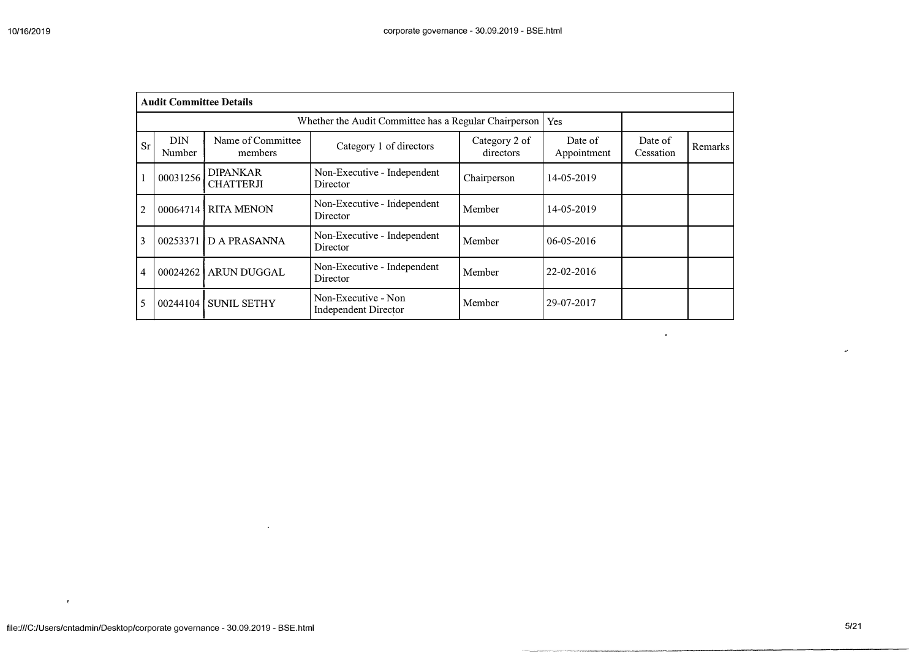## Audit Committee Details

| | | | Whether the Audit Committee has a Regular Chairperson | | Yes | | |
|---|---|---|---|---|---|---|---|
| Sr | DIN Number | Name of Committee members | Category 1 of directors | Category 2 of directors | Date of Appointment | Date of Cessation | Remarks |
| 1 | 00031256 | DIPANKAR CHATTERJI | Non-Executive - Independent Director | Chairperson | 14-05-2019 | | |
| 2 | 00064714 | RITA MENON | Non-Executive - Independent Director | Member | 14-05-2019 | | |
| 3 | 00253371 | D A PRASANNA | Non-Executive - Independent Director | Member | 06-05-2016 | | |
| 4 | 00024262 | ARUN DUGGAL | Non-Executive - Independent Director | Member | 22-02-2016 | | |
| 5 | 00244104 | SUNIL SETHY | Non-Executive - Non Independent Director | Member | 29-07-2017 | | |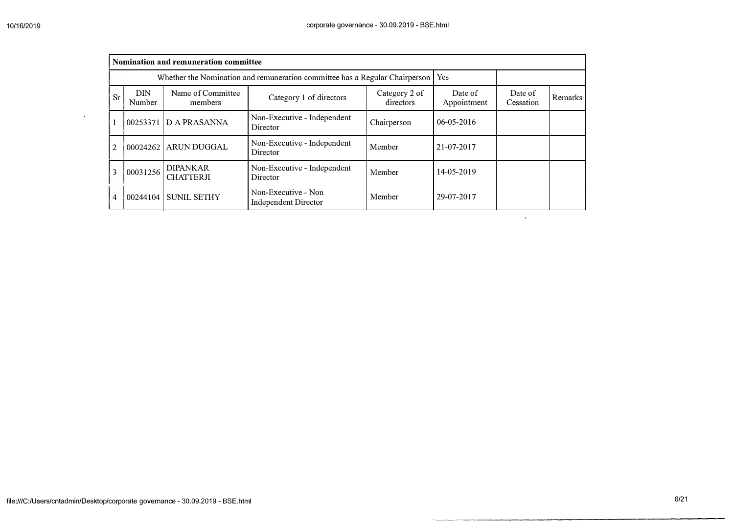| Nomination and remuneration committee | | | | | | | |
|---|---|---|---|---|---|---|---|
| Whether the Nomination and remuneration committee has a Regular Chairperson | | | | | Yes | | |
| Sr | DIN Number | Name of Committee members | Category 1 of directors | Category 2 of directors | Date of Appointment | Date of Cessation | Remarks |
| 1 | 00253371 | D A PRASANNA | Non-Executive - Independent Director | Chairperson | 06-05-2016 | | |
| 2 | 00024262 | ARUN DUGGAL | Non-Executive - Independent Director | Member | 21-07-2017 | | |
| 3 | 00031256 | DIPANKAR CHATTERJI | Non-Executive - Independent Director | Member | 14-05-2019 | | |
| 4 | 00244104 | SUNIL SETHY | Non-Executive - Non Independent Director | Member | 29-07-2017 | | |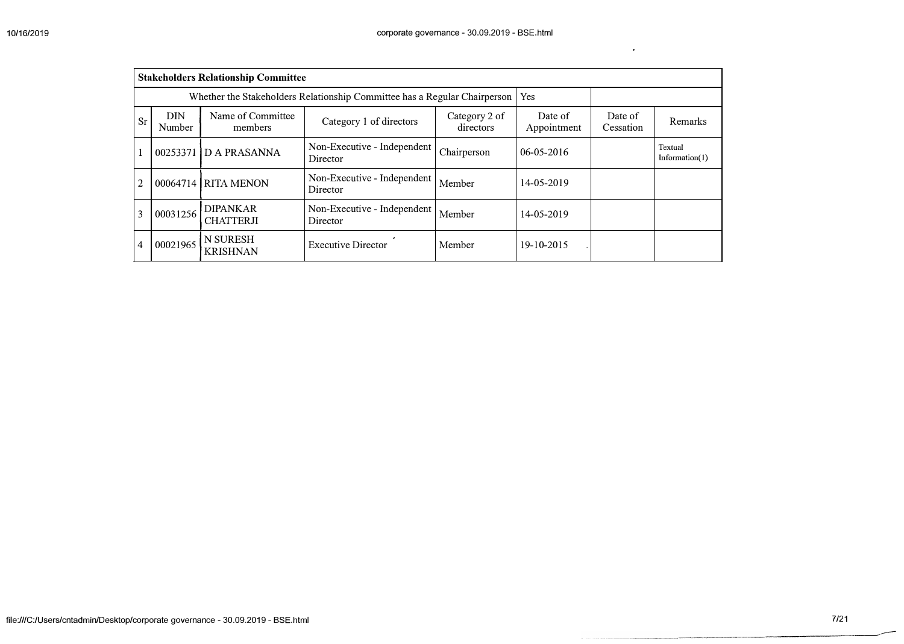| Stakeholders Relationship Committee | | | | | | | |
|---|---|---|---|---|---|---|---|
| Whether the Stakeholders Relationship Committee has a Regular Chairperson | | | | | Yes | | |
| Sr | DIN Number | Name of Committee members | Category 1 of directors | Category 2 of directors | Date of Appointment | Date of Cessation | Remarks |
| 1 | 00253371 | D A PRASANNA | Non-Executive - Independent Director | Chairperson | 06-05-2016 | | Textual Information(1) |
| 2 | 00064714 | RITA MENON | Non-Executive - Independent Director | Member | 14-05-2019 | | |
| 3 | 00031256 | DIPANKAR CHATTERJI | Non-Executive - Independent Director | Member | 14-05-2019 | | |
| 4 | 00021965 | N SURESH KRISHNAN | Executive Director | Member | 19-10-2015 | | |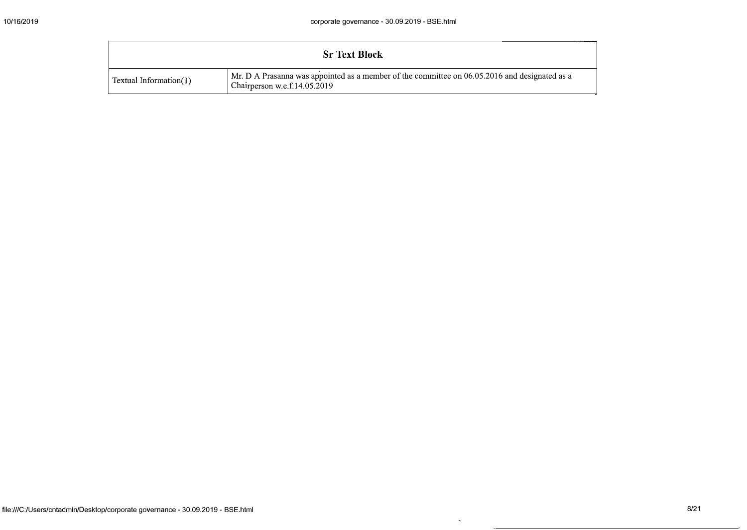| Sr Text Block | |
|---|---|
| Textual Information(1) | Mr. D A Prasanna was appointed as a member of the committee on 06.05.2016 and designated as a Chairperson w.e.f.14.05.2019 |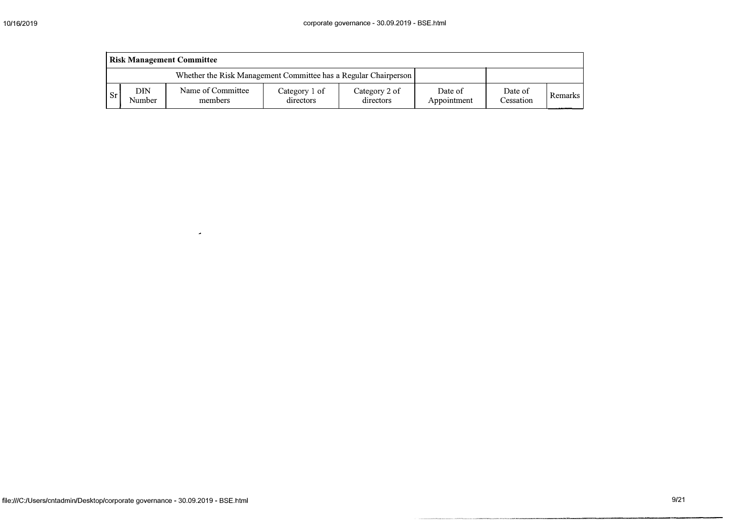| **Risk Management Committee** | | | | | | | |
|---|---|---|---|---|---|---|---|
| Whether the Risk Management Committee has a Regular Chairperson | | | | | | | |
| Sr | DIN Number | Name of Committee members | Category 1 of directors | Category 2 of directors | Date of Appointment | Date of Cessation | Remarks |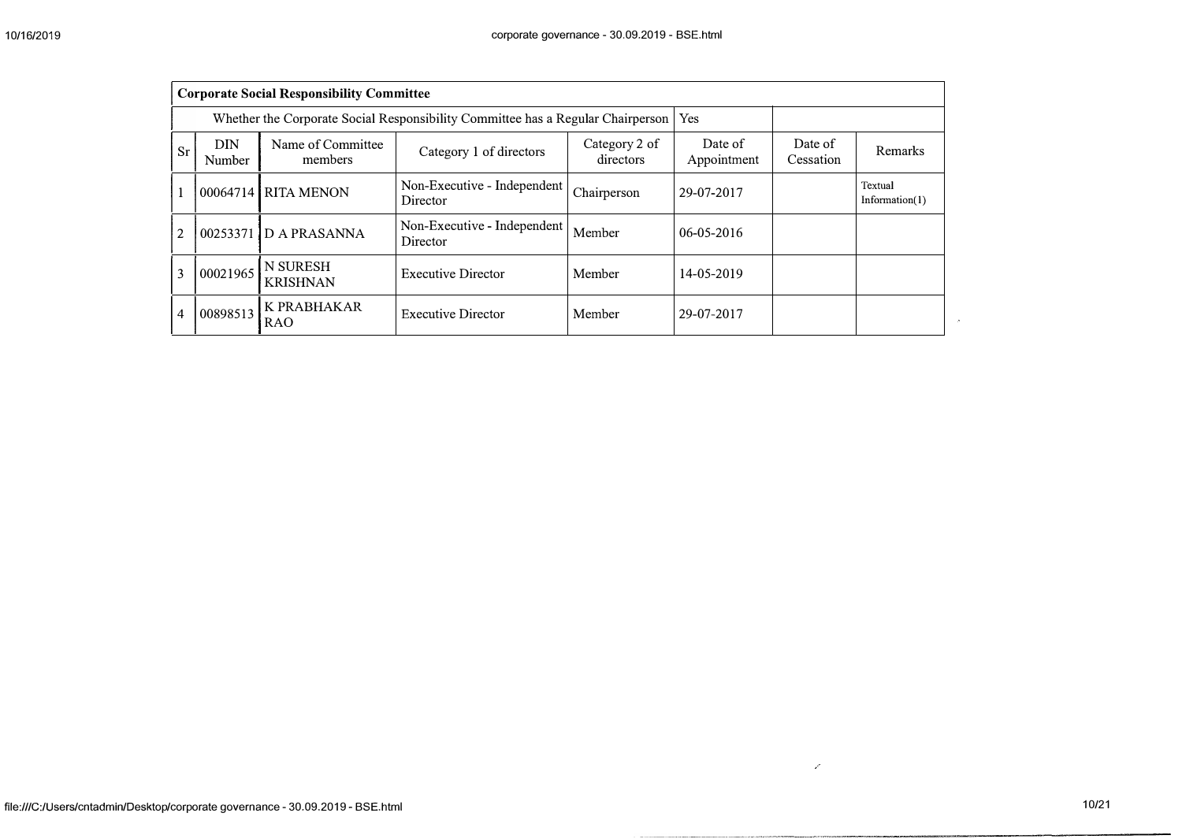| Corporate Social Responsibility Committee | | | | | | | |
|---|---|---|---|---|---|---|---|
| Whether the Corporate Social Responsibility Committee has a Regular Chairperson | | | | | Yes | | |
| Sr | DIN Number | Name of Committee members | Category 1 of directors | Category 2 of directors | Date of Appointment | Date of Cessation | Remarks |
| 1 | 00064714 | RITA MENON | Non-Executive - Independent Director | Chairperson | 29-07-2017 | | Textual Information(1) |
| 2 | 00253371 | D A PRASANNA | Non-Executive - Independent Director | Member | 06-05-2016 | | |
| 3 | 00021965 | N SURESH KRISHNAN | Executive Director | Member | 14-05-2019 | | |
| 4 | 00898513 | K PRABHAKAR RAO | Executive Director | Member | 29-07-2017 | | |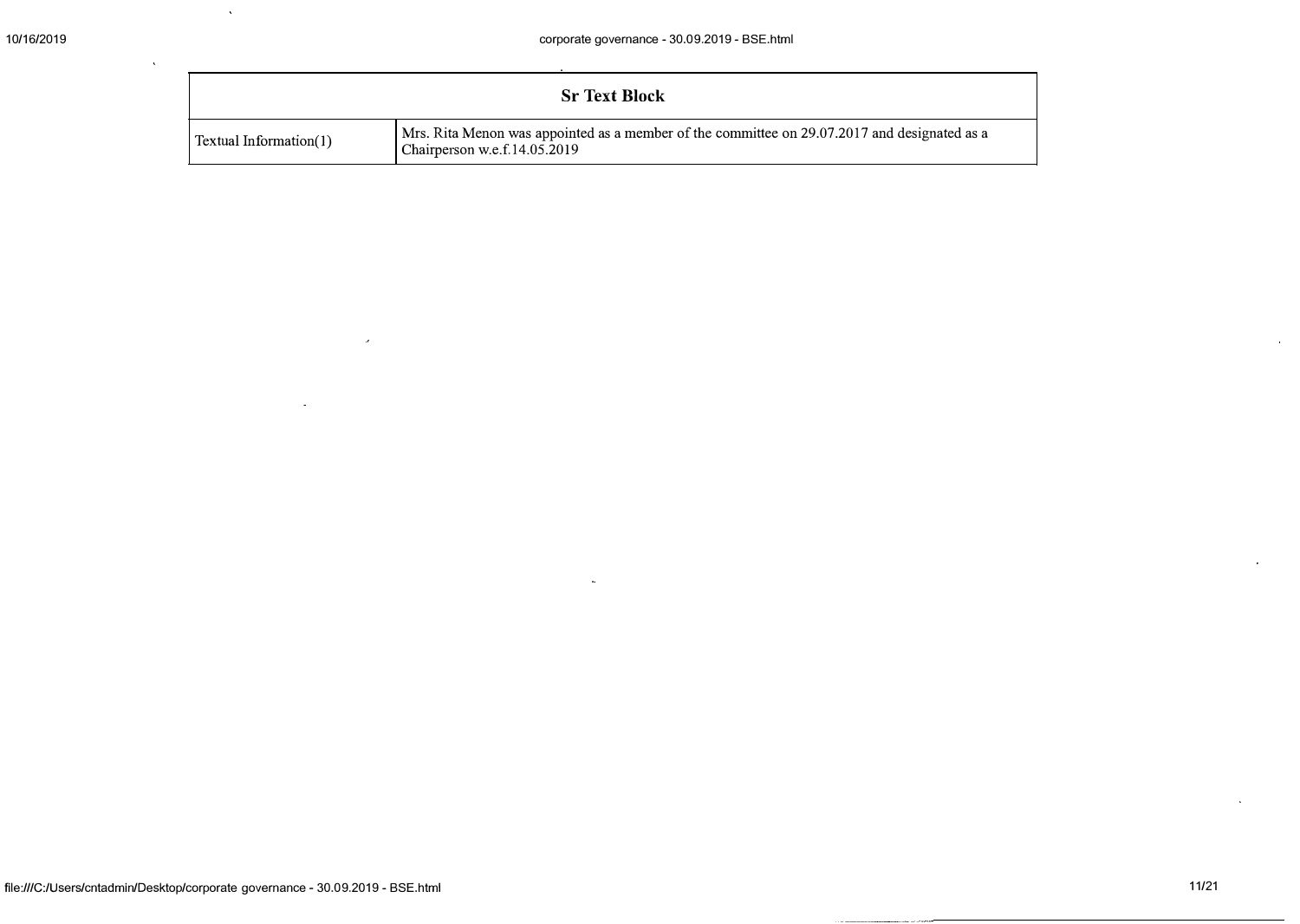| Sr Text Block | |
|---|---|
| Textual Information(1) | Mrs. Rita Menon was appointed as a member of the committee on 29.07.2017 and designated as a Chairperson w.e.f.14.05.2019 |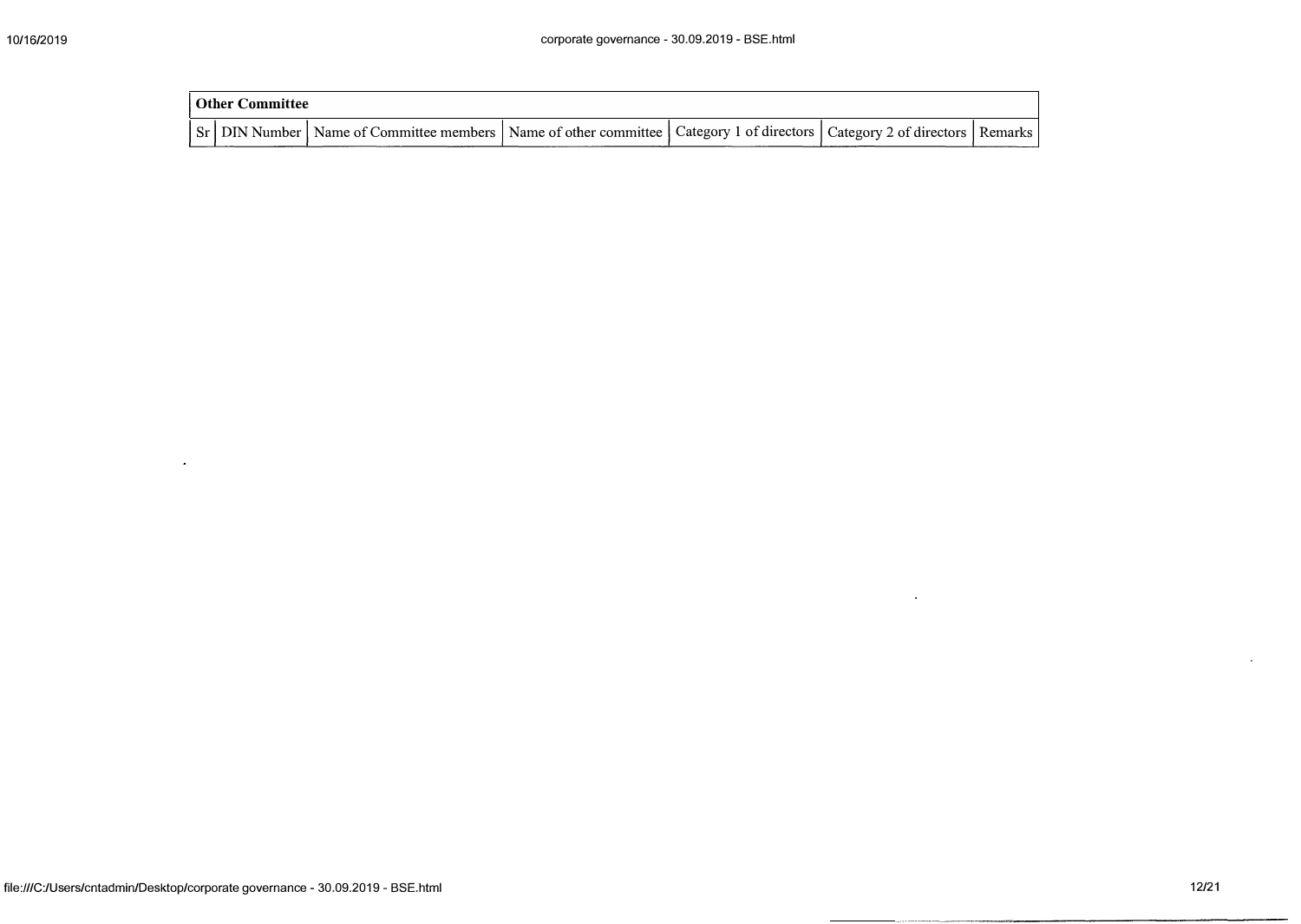| Other Committee | | | | | | |
|---|---|---|---|---|---|---|
| Sr | DIN Number | Name of Committee members | Name of other committee | Category 1 of directors | Category 2 of directors | Remarks |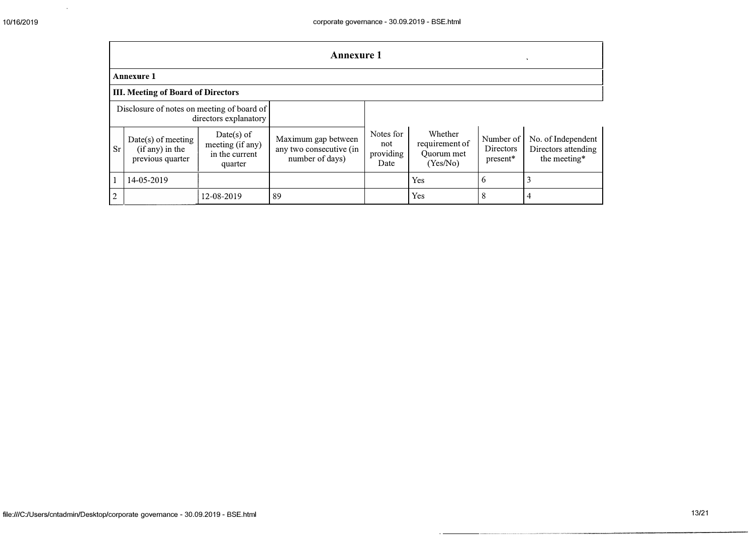# Annexure 1

## Annexure 1

### III. Meeting of Board of Directors

| Disclosure of notes on meeting of board of directors explanatory | | | | | | | |
|---|---|---|---|---|---|---|---|
| Sr | Date(s) of meeting (if any) in the previous quarter | Date(s) of meeting (if any) in the current quarter | Maximum gap between any two consecutive (in number of days) | Notes for not providing Date | Whether requirement of Quorum met (Yes/No) | Number of Directors present* | No. of Independent Directors attending the meeting* |
| 1 | 14-05-2019 | | | | Yes | 6 | 3 |
| 2 | | 12-08-2019 | 89 | | Yes | 8 | 4 |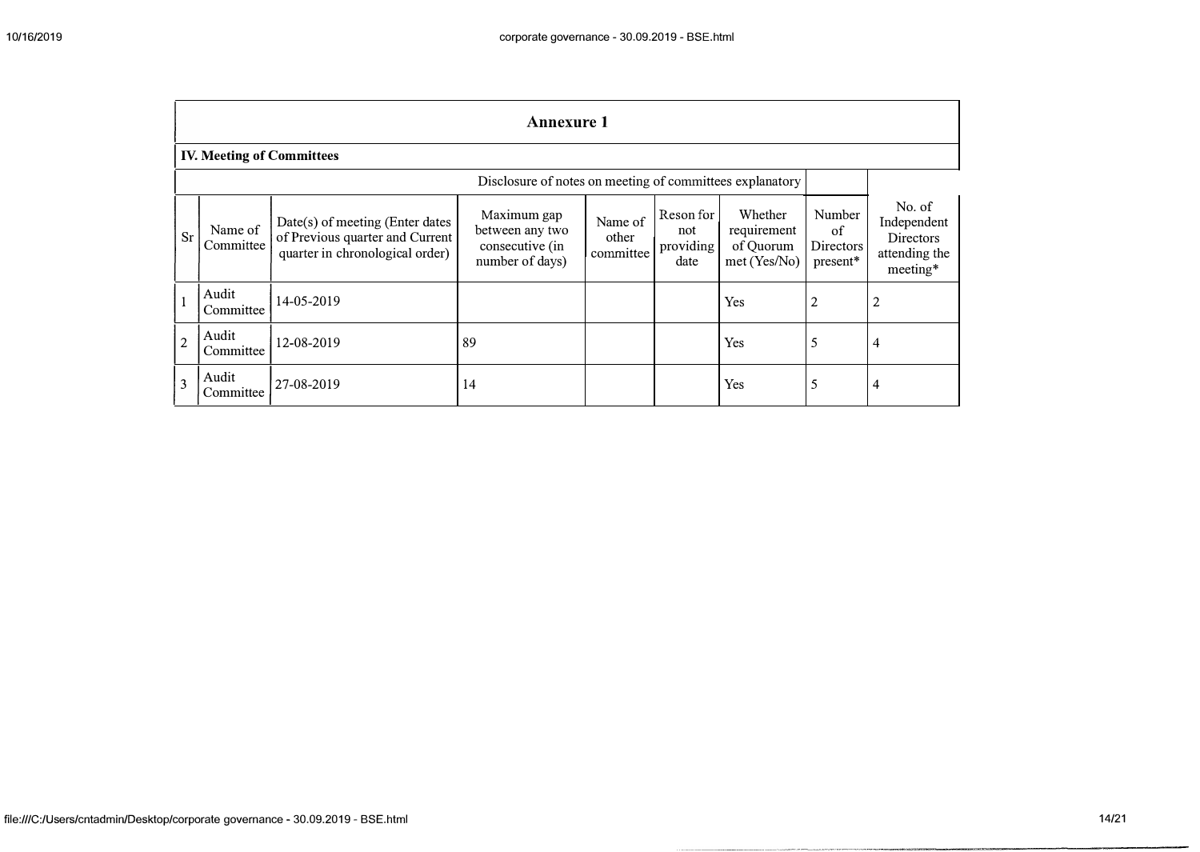## Annexure 1

### IV. Meeting of Committees

Disclosure of notes on meeting of committees explanatory

| Sr | Name of Committee | Date(s) of meeting (Enter dates of Previous quarter and Current quarter in chronological order) | Maximum gap between any two consecutive (in number of days) | Name of other committee | Reson for not providing date | Whether requirement of Quorum met (Yes/No) | Number of Directors present* | No. of Independent Directors attending the meeting* |
|---|---|---|---|---|---|---|---|---|
| 1 | Audit Committee | 14-05-2019 | | | | Yes | 2 | 2 |
| 2 | Audit Committee | 12-08-2019 | 89 | | | Yes | 5 | 4 |
| 3 | Audit Committee | 27-08-2019 | 14 | | | Yes | 5 | 4 |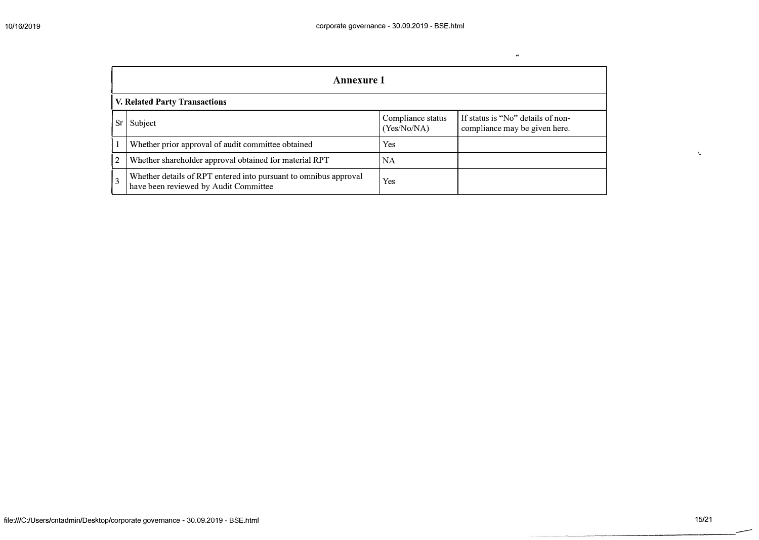## Annexure 1

### V. Related Party Transactions

| Sr | Subject | Compliance status (Yes/No/NA) | If status is "No" details of non-compliance may be given here. |
|---|---|---|---|
| 1 | Whether prior approval of audit committee obtained | Yes | |
| 2 | Whether shareholder approval obtained for material RPT | NA | |
| 3 | Whether details of RPT entered into pursuant to omnibus approval have been reviewed by Audit Committee | Yes | |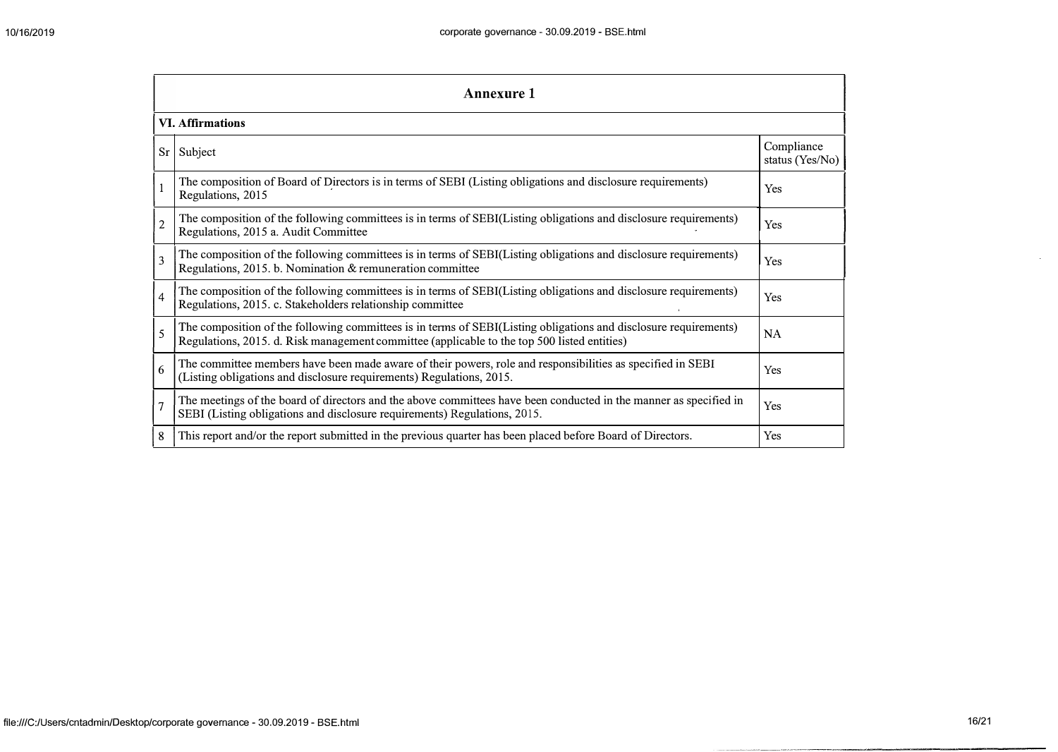## Annexure 1

### VI. Affirmations

| Sr | Subject | Compliance status (Yes/No) |
|---|---|---|
| 1 | The composition of Board of Directors is in terms of SEBI (Listing obligations and disclosure requirements) Regulations, 2015 | Yes |
| 2 | The composition of the following committees is in terms of SEBI(Listing obligations and disclosure requirements) Regulations, 2015 a. Audit Committee | Yes |
| 3 | The composition of the following committees is in terms of SEBI(Listing obligations and disclosure requirements) Regulations, 2015. b. Nomination & remuneration committee | Yes |
| 4 | The composition of the following committees is in terms of SEBI(Listing obligations and disclosure requirements) Regulations, 2015. c. Stakeholders relationship committee | Yes |
| 5 | The composition of the following committees is in terms of SEBI(Listing obligations and disclosure requirements) Regulations, 2015. d. Risk management committee (applicable to the top 500 listed entities) | NA |
| 6 | The committee members have been made aware of their powers, role and responsibilities as specified in SEBI (Listing obligations and disclosure requirements) Regulations, 2015. | Yes |
| 7 | The meetings of the board of directors and the above committees have been conducted in the manner as specified in SEBI (Listing obligations and disclosure requirements) Regulations, 2015. | Yes |
| 8 | This report and/or the report submitted in the previous quarter has been placed before Board of Directors. | Yes |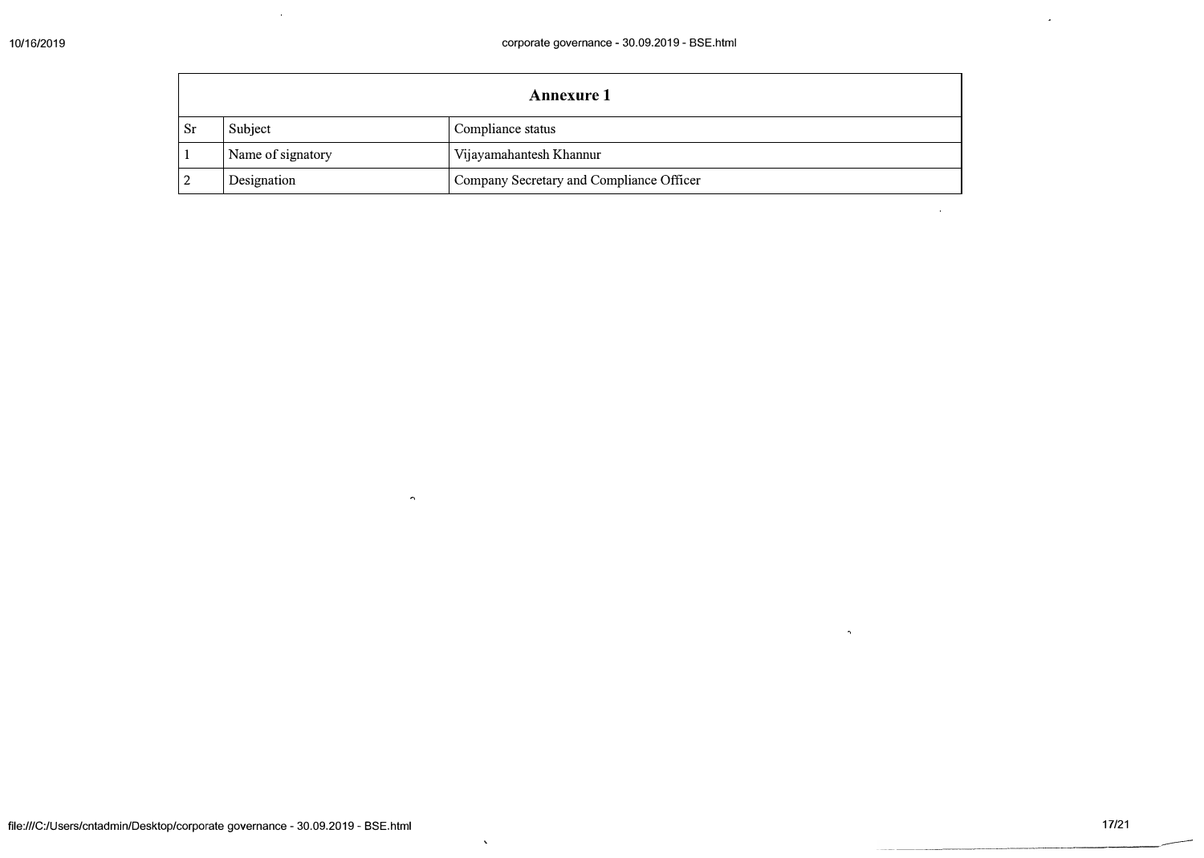| Annexure 1 | | |
|---|---|---|
| Sr | Subject | Compliance status |
| 1 | Name of signatory | Vijayamahantesh Khannur |
| 2 | Designation | Company Secretary and Compliance Officer |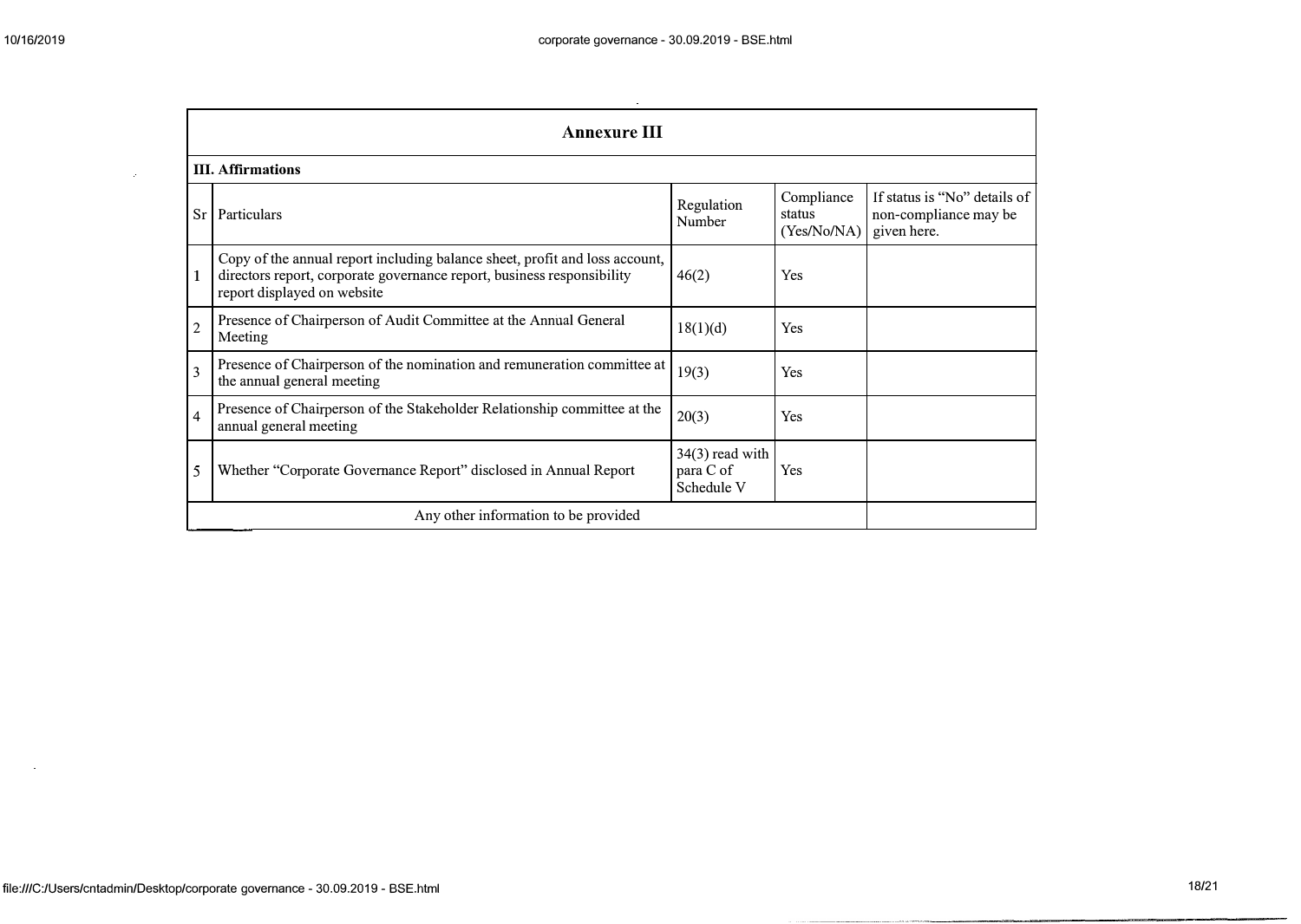## Annexure III

### III. Affirmations

| Sr | Particulars | Regulation Number | Compliance status (Yes/No/NA) | If status is "No" details of non-compliance may be given here. |
|---|---|---|---|---|
| 1 | Copy of the annual report including balance sheet, profit and loss account, directors report, corporate governance report, business responsibility report displayed on website | 46(2) | Yes | |
| 2 | Presence of Chairperson of Audit Committee at the Annual General Meeting | 18(1)(d) | Yes | |
| 3 | Presence of Chairperson of the nomination and remuneration committee at the annual general meeting | 19(3) | Yes | |
| 4 | Presence of Chairperson of the Stakeholder Relationship committee at the annual general meeting | 20(3) | Yes | |
| 5 | Whether "Corporate Governance Report" disclosed in Annual Report | 34(3) read with para C of Schedule V | Yes | |
| | Any other information to be provided | | | |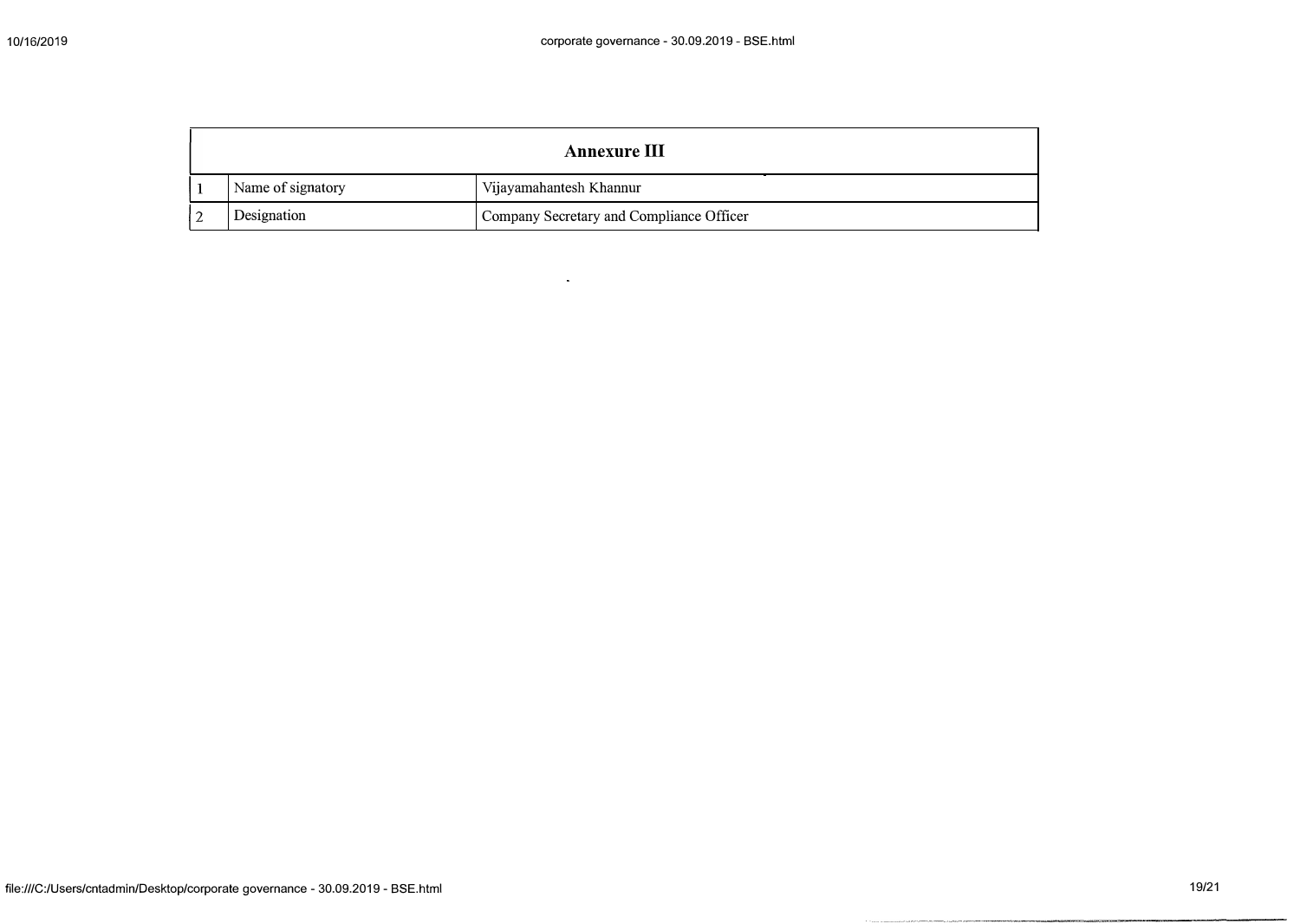| Annexure III | | |
|---|---|---|
| 1 | Name of signatory | Vijayamahantesh Khannur |
| 2 | Designation | Company Secretary and Compliance Officer |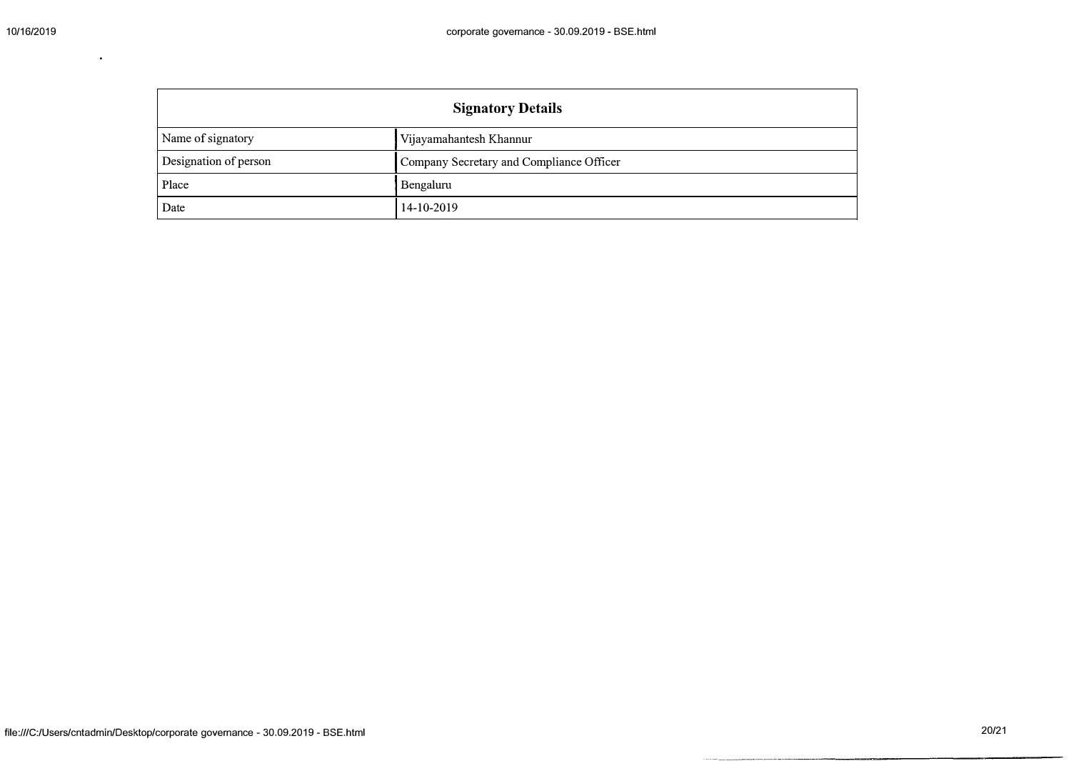| Signatory Details | |
|---|---|
| Name of signatory | Vijayamahantesh Khannur |
| Designation of person | Company Secretary and Compliance Officer |
| Place | Bengaluru |
| Date | 14-10-2019 |